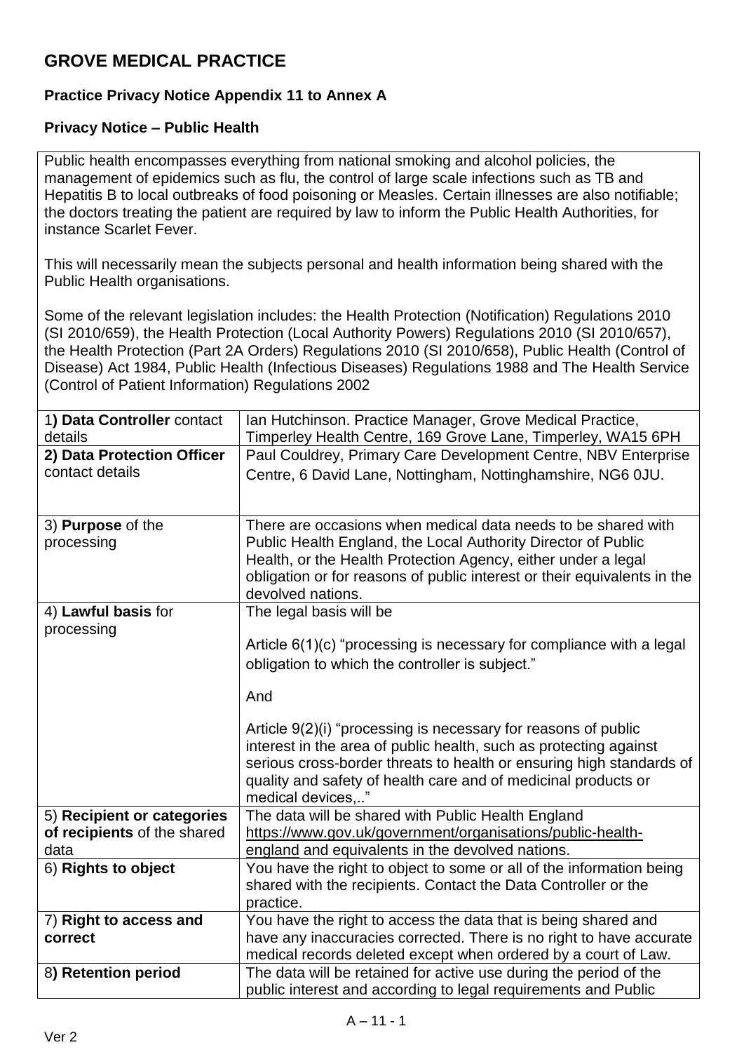# GROVE MEDICAL PRACTICE

**Practice Privacy Notice Appendix 11 to Annex A**

**Privacy Notice – Public Health**

Public health encompasses everything from national smoking and alcohol policies, the management of epidemics such as flu, the control of large scale infections such as TB and Hepatitis B to local outbreaks of food poisoning or Measles. Certain illnesses are also notifiable; the doctors treating the patient are required by law to inform the Public Health Authorities, for instance Scarlet Fever.

This will necessarily mean the subjects personal and health information being shared with the Public Health organisations.

Some of the relevant legislation includes: the Health Protection (Notification) Regulations 2010 (SI 2010/659), the Health Protection (Local Authority Powers) Regulations 2010 (SI 2010/657), the Health Protection (Part 2A Orders) Regulations 2010 (SI 2010/658), Public Health (Control of Disease) Act 1984, Public Health (Infectious Diseases) Regulations 1988 and The Health Service (Control of Patient Information) Regulations 2002

| | |
|---|---|
| 1**) Data Controller** contact details | Ian Hutchinson. Practice Manager, Grove Medical Practice, Timperley Health Centre, 169 Grove Lane, Timperley, WA15 6PH |
| **2) Data Protection Officer** contact details | Paul Couldrey, Primary Care Development Centre, NBV Enterprise Centre, 6 David Lane, Nottingham, Nottinghamshire, NG6 0JU. |
| 3) **Purpose** of the processing | There are occasions when medical data needs to be shared with Public Health England, the Local Authority Director of Public Health, or the Health Protection Agency, either under a legal obligation or for reasons of public interest or their equivalents in the devolved nations. |
| 4**) Lawful basis** for processing | The legal basis will be<br><br>Article 6(1)(c) "processing is necessary for compliance with a legal obligation to which the controller is subject."<br><br>And<br><br>Article 9(2)(i) "processing is necessary for reasons of public interest in the area of public health, such as protecting against serious cross-border threats to health or ensuring high standards of quality and safety of health care and of medicinal products or medical devices,.." |
| 5) **Recipient or categories of recipients** of the shared data | The data will be shared with Public Health England https://www.gov.uk/government/organisations/public-health-england and equivalents in the devolved nations. |
| 6) **Rights to object** | You have the right to object to some or all of the information being shared with the recipients. Contact the Data Controller or the practice. |
| 7) **Right to access and correct** | You have the right to access the data that is being shared and have any inaccuracies corrected. There is no right to have accurate medical records deleted except when ordered by a court of Law. |
| 8**) Retention period** | The data will be retained for active use during the period of the public interest and according to legal requirements and Public |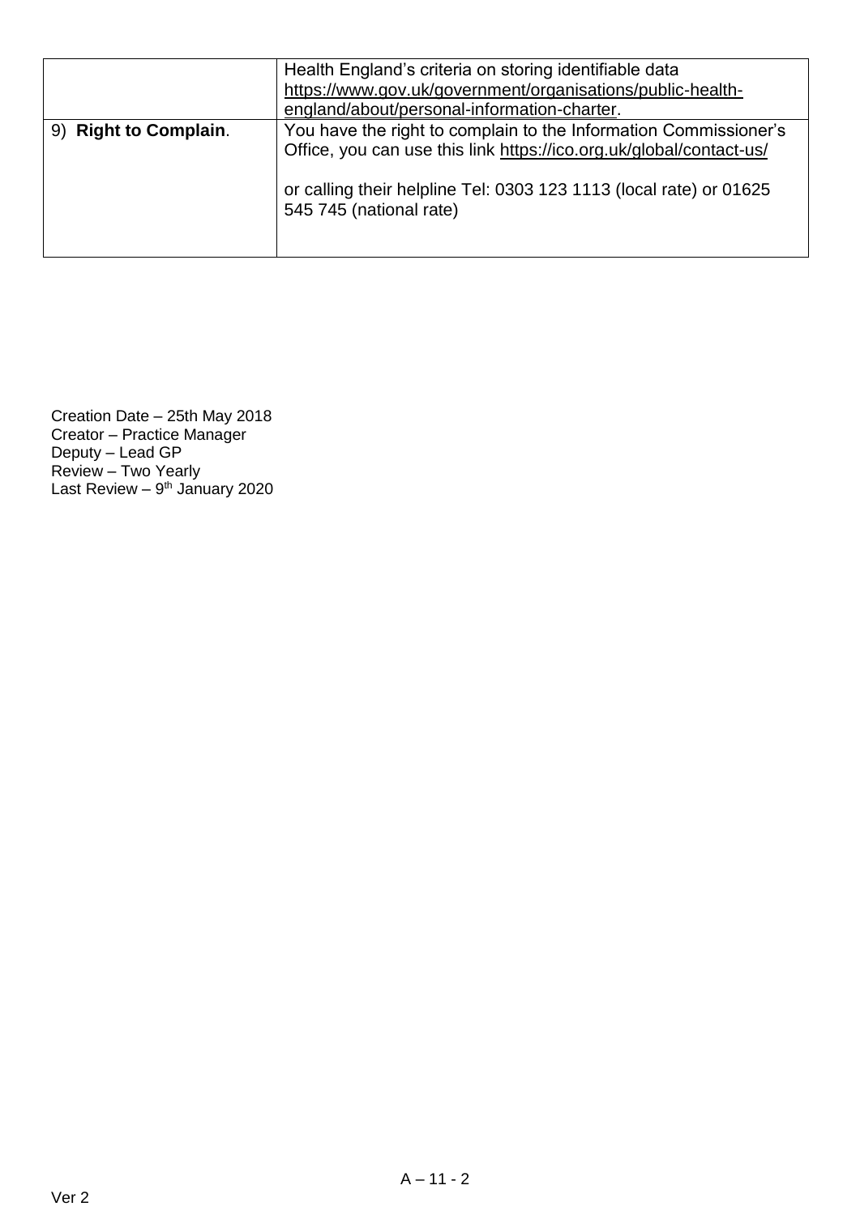| | |
|---|---|
| | Health England's criteria on storing identifiable data https://www.gov.uk/government/organisations/public-health-england/about/personal-information-charter. |
| 9) **Right to Complain**. | You have the right to complain to the Information Commissioner's Office, you can use this link https://ico.org.uk/global/contact-us/<br><br>or calling their helpline Tel: 0303 123 1113 (local rate) or 01625 545 745 (national rate) |

Creation Date – 25th May 2018
Creator – Practice Manager
Deputy – Lead GP
Review – Two Yearly
Last Review – 9th January 2020

A – 11 - 2

Ver 2